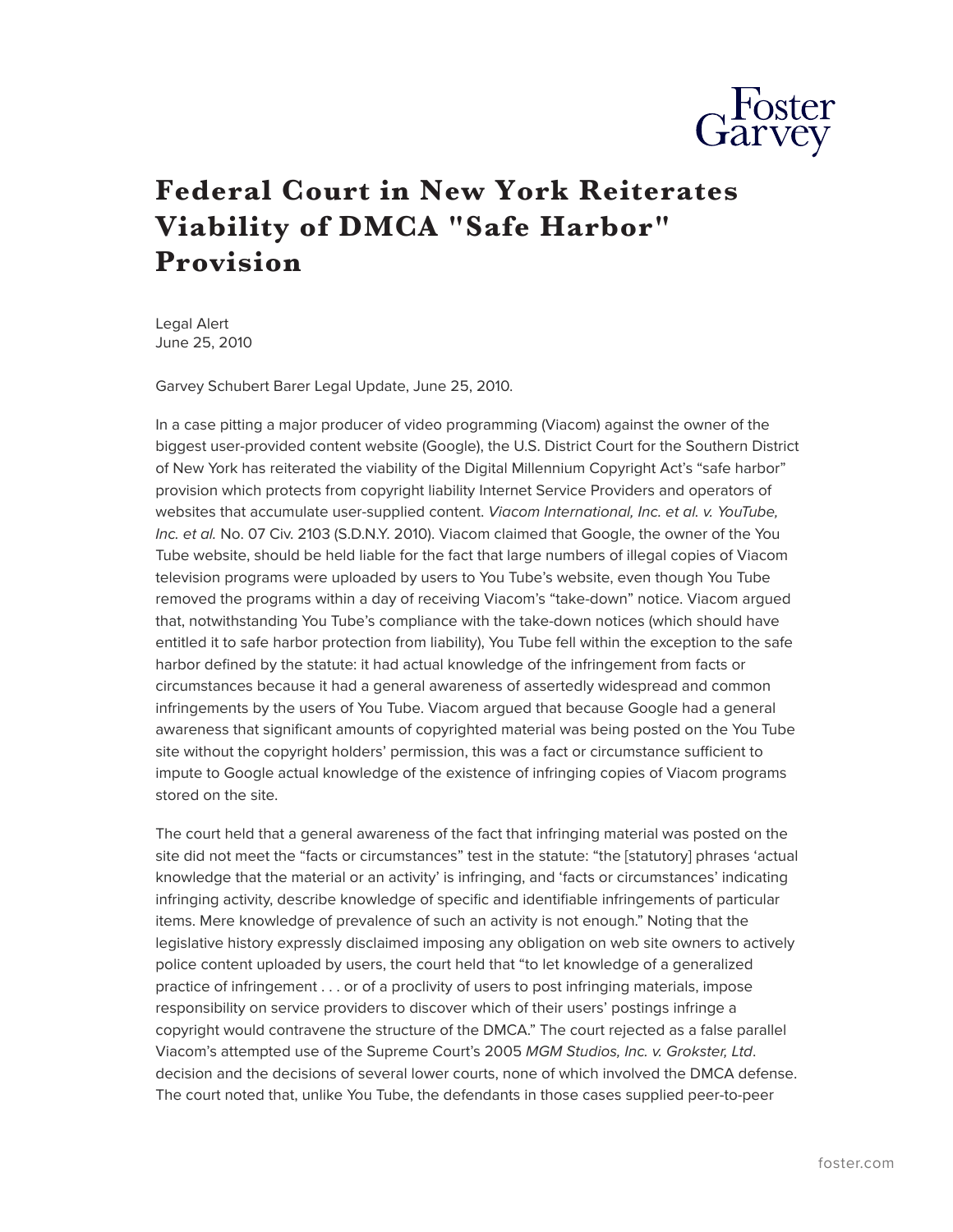# Federal Court in New York Reiterates Viability of DMCA "Safe Harbor" Provision

Legal Alert
June 25, 2010

Garvey Schubert Barer Legal Update, June 25, 2010.

In a case pitting a major producer of video programming (Viacom) against the owner of the biggest user-provided content website (Google), the U.S. District Court for the Southern District of New York has reiterated the viability of the Digital Millennium Copyright Act's "safe harbor" provision which protects from copyright liability Internet Service Providers and operators of websites that accumulate user-supplied content. *Viacom International, Inc. et al. v. YouTube, Inc. et al.* No. 07 Civ. 2103 (S.D.N.Y. 2010). Viacom claimed that Google, the owner of the You Tube website, should be held liable for the fact that large numbers of illegal copies of Viacom television programs were uploaded by users to You Tube's website, even though You Tube removed the programs within a day of receiving Viacom's "take-down" notice. Viacom argued that, notwithstanding You Tube's compliance with the take-down notices (which should have entitled it to safe harbor protection from liability), You Tube fell within the exception to the safe harbor defined by the statute: it had actual knowledge of the infringement from facts or circumstances because it had a general awareness of assertedly widespread and common infringements by the users of You Tube. Viacom argued that because Google had a general awareness that significant amounts of copyrighted material was being posted on the You Tube site without the copyright holders' permission, this was a fact or circumstance sufficient to impute to Google actual knowledge of the existence of infringing copies of Viacom programs stored on the site.

The court held that a general awareness of the fact that infringing material was posted on the site did not meet the "facts or circumstances" test in the statute: "the [statutory] phrases 'actual knowledge that the material or an activity' is infringing, and 'facts or circumstances' indicating infringing activity, describe knowledge of specific and identifiable infringements of particular items. Mere knowledge of prevalence of such an activity is not enough." Noting that the legislative history expressly disclaimed imposing any obligation on web site owners to actively police content uploaded by users, the court held that "to let knowledge of a generalized practice of infringement . . . or of a proclivity of users to post infringing materials, impose responsibility on service providers to discover which of their users' postings infringe a copyright would contravene the structure of the DMCA." The court rejected as a false parallel Viacom's attempted use of the Supreme Court's 2005 *MGM Studios, Inc. v. Grokster, Ltd*. decision and the decisions of several lower courts, none of which involved the DMCA defense. The court noted that, unlike You Tube, the defendants in those cases supplied peer-to-peer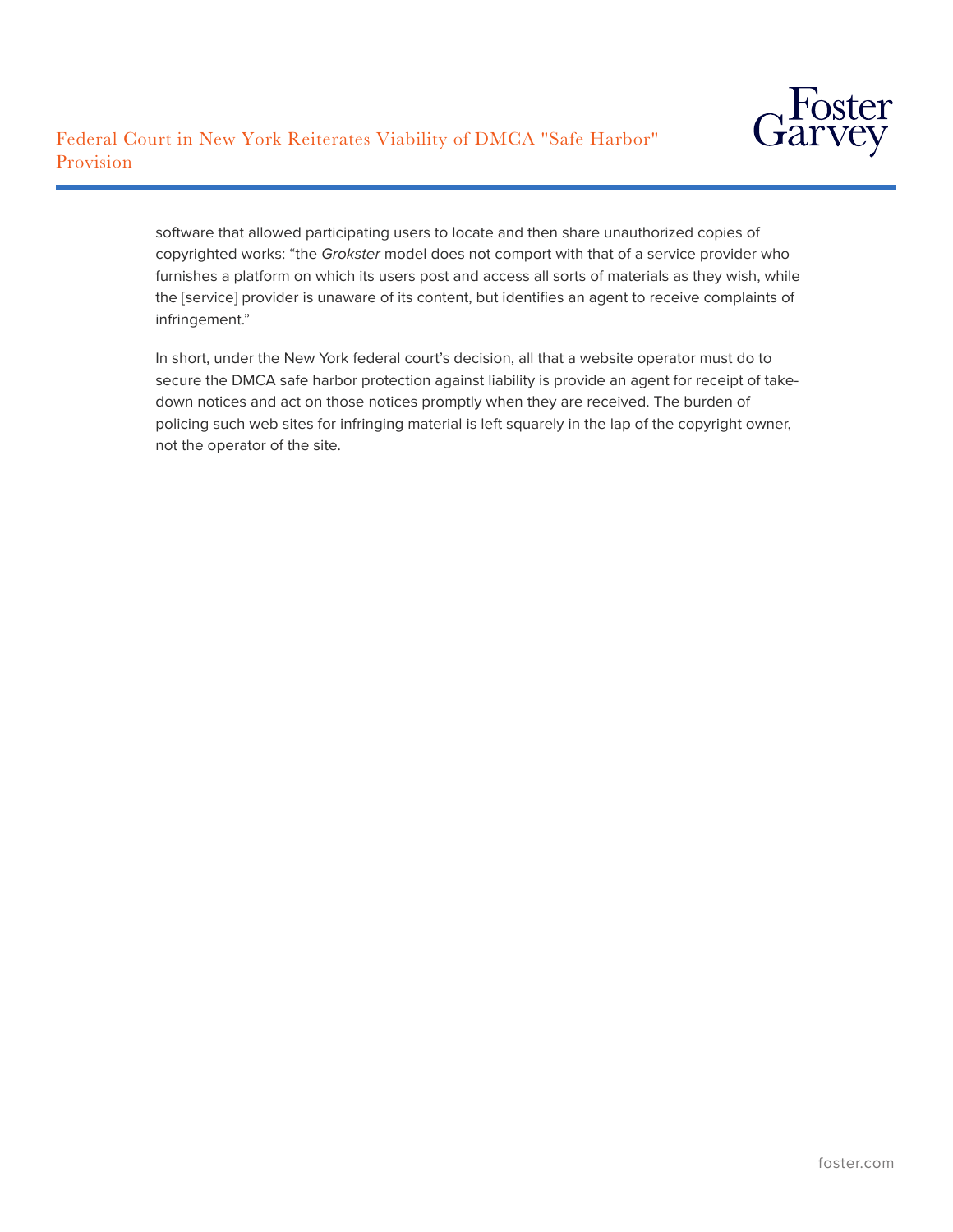software that allowed participating users to locate and then share unauthorized copies of copyrighted works: "the *Grokster* model does not comport with that of a service provider who furnishes a platform on which its users post and access all sorts of materials as they wish, while the [service] provider is unaware of its content, but identifies an agent to receive complaints of infringement."

In short, under the New York federal court's decision, all that a website operator must do to secure the DMCA safe harbor protection against liability is provide an agent for receipt of take-down notices and act on those notices promptly when they are received. The burden of policing such web sites for infringing material is left squarely in the lap of the copyright owner, not the operator of the site.